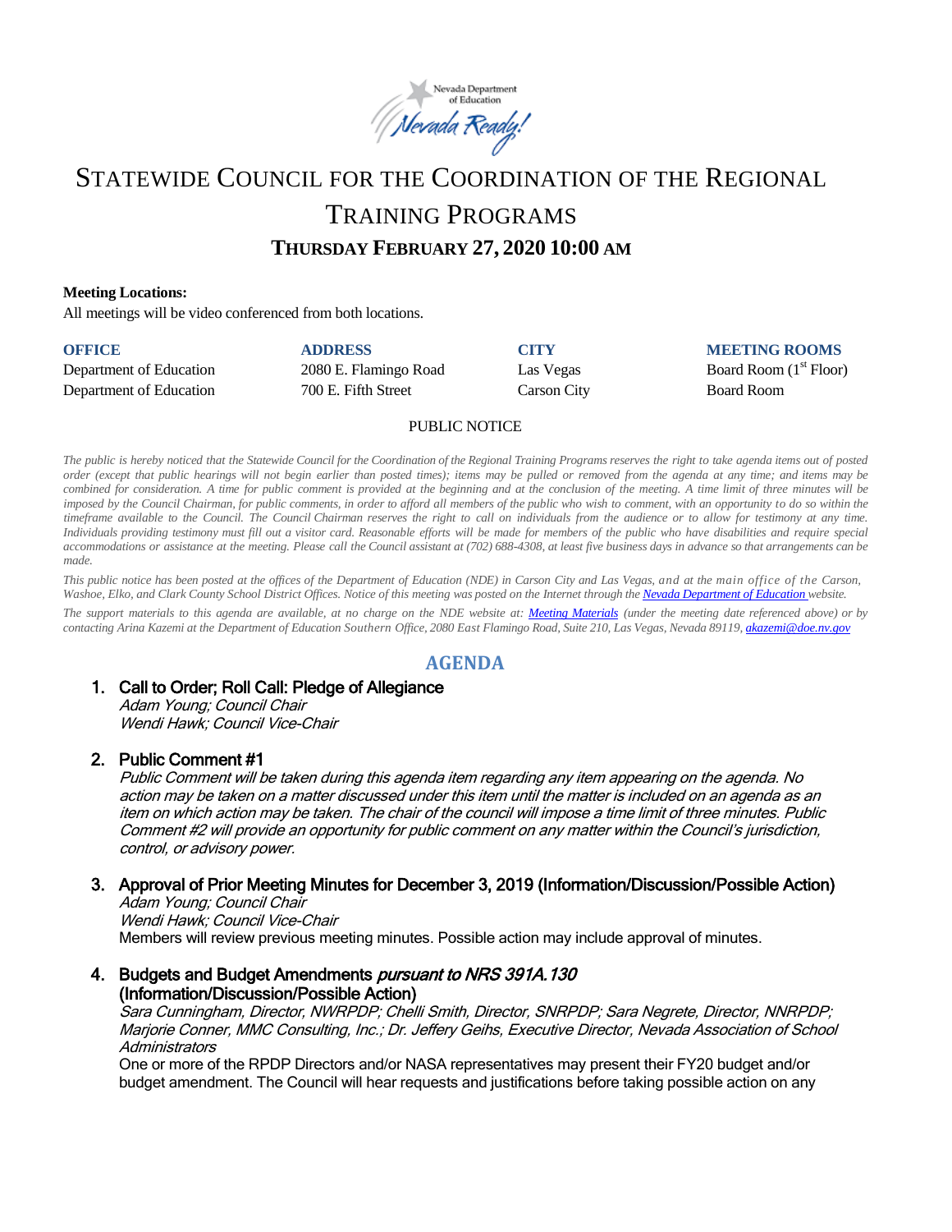# STATEWIDE COUNCIL FOR THE COORDINATION OF THE REGIONAL TRAINING PROGRAMS

## THURSDAY FEBRUARY 27, 2020 10:00 AM

**Meeting Locations:**

All meetings will be video conferenced from both locations.

| OFFICE | ADDRESS | CITY | MEETING ROOMS |
|---|---|---|---|
| Department of Education | 2080 E. Flamingo Road | Las Vegas | Board Room (1st Floor) |
| Department of Education | 700 E. Fifth Street | Carson City | Board Room |

PUBLIC NOTICE

*The public is hereby noticed that the Statewide Council for the Coordination of the Regional Training Programs reserves the right to take agenda items out of posted order (except that public hearings will not begin earlier than posted times); items may be pulled or removed from the agenda at any time; and items may be combined for consideration. A time for public comment is provided at the beginning and at the conclusion of the meeting. A time limit of three minutes will be imposed by the Council Chairman, for public comments, in order to afford all members of the public who wish to comment, with an opportunity to do so within the timeframe available to the Council. The Council Chairman reserves the right to call on individuals from the audience or to allow for testimony at any time. Individuals providing testimony must fill out a visitor card. Reasonable efforts will be made for members of the public who have disabilities and require special accommodations or assistance at the meeting. Please call the Council assistant at (702) 688-4308, at least five business days in advance so that arrangements can be made.*

*This public notice has been posted at the offices of the Department of Education (NDE) in Carson City and Las Vegas, and at the main office of the Carson, Washoe, Elko, and Clark County School District Offices. Notice of this meeting was posted on the Internet through the Nevada Department of Education website.*

*The support materials to this agenda are available, at no charge on the NDE website at: Meeting Materials (under the meeting date referenced above) or by contacting Arina Kazemi at the Department of Education Southern Office, 2080 East Flamingo Road, Suite 210, Las Vegas, Nevada 89119, akazemi@doe.nv.gov*

## AGENDA

1. **Call to Order; Roll Call: Pledge of Allegiance**
   *Adam Young; Council Chair*
   *Wendi Hawk; Council Vice-Chair*

2. **Public Comment #1**
   *Public Comment will be taken during this agenda item regarding any item appearing on the agenda. No action may be taken on a matter discussed under this item until the matter is included on an agenda as an item on which action may be taken. The chair of the council will impose a time limit of three minutes. Public Comment #2 will provide an opportunity for public comment on any matter within the Council's jurisdiction, control, or advisory power.*

3. **Approval of Prior Meeting Minutes for December 3, 2019 (Information/Discussion/Possible Action)**
   *Adam Young; Council Chair*
   *Wendi Hawk; Council Vice-Chair*
   Members will review previous meeting minutes. Possible action may include approval of minutes.

4. **Budgets and Budget Amendments *pursuant to NRS 391A.130* (Information/Discussion/Possible Action)**
   *Sara Cunningham, Director, NWRPDP; Chelli Smith, Director, SNRPDP; Sara Negrete, Director, NNRPDP; Marjorie Conner, MMC Consulting, Inc.; Dr. Jeffery Geihs, Executive Director, Nevada Association of School Administrators*
   One or more of the RPDP Directors and/or NASA representatives may present their FY20 budget and/or budget amendment. The Council will hear requests and justifications before taking possible action on any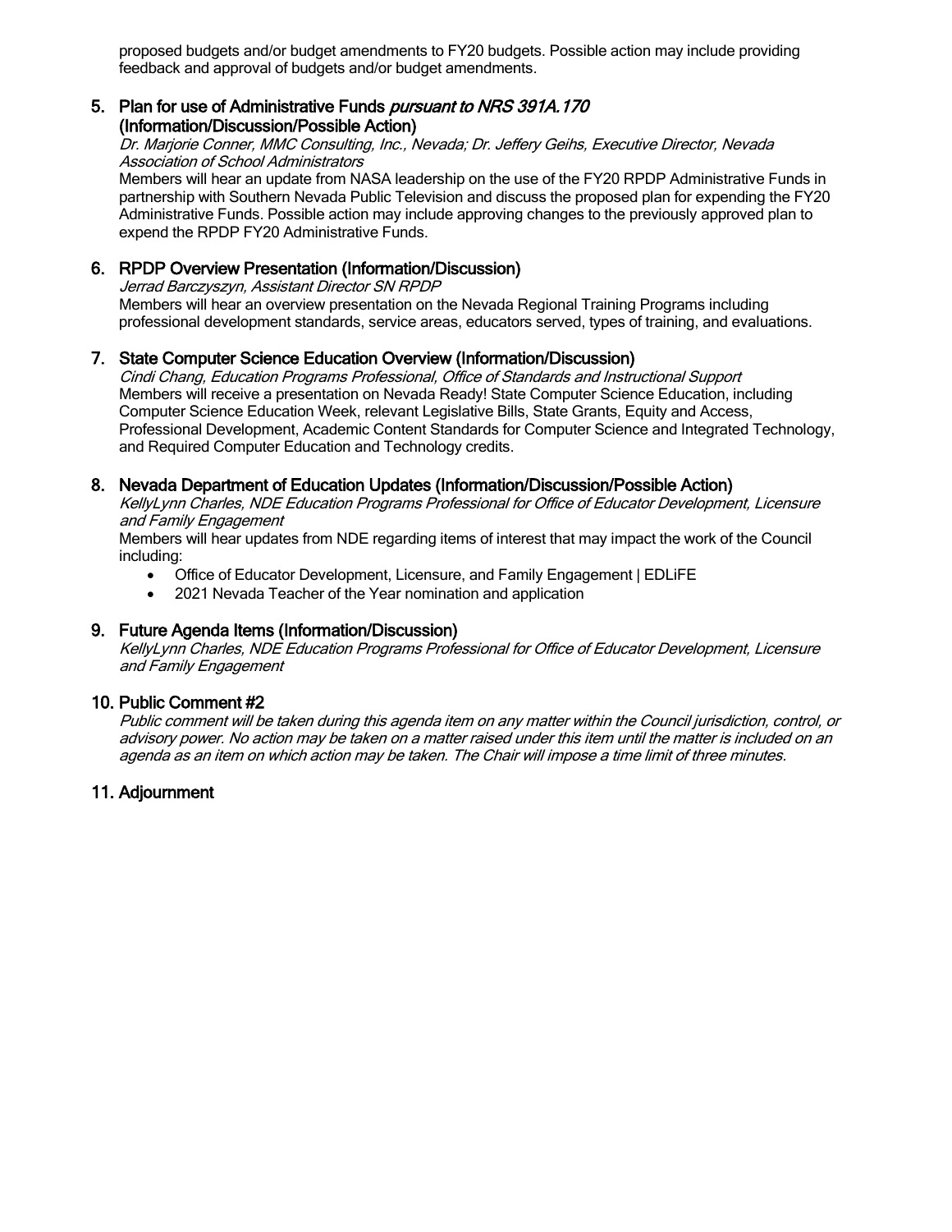proposed budgets and/or budget amendments to FY20 budgets. Possible action may include providing feedback and approval of budgets and/or budget amendments.

### 5. Plan for use of Administrative Funds *pursuant to NRS 391A.170* (Information/Discussion/Possible Action)

*Dr. Marjorie Conner, MMC Consulting, Inc., Nevada; Dr. Jeffery Geihs, Executive Director, Nevada Association of School Administrators*

Members will hear an update from NASA leadership on the use of the FY20 RPDP Administrative Funds in partnership with Southern Nevada Public Television and discuss the proposed plan for expending the FY20 Administrative Funds. Possible action may include approving changes to the previously approved plan to expend the RPDP FY20 Administrative Funds.

### 6. RPDP Overview Presentation (Information/Discussion)

*Jerrad Barczyszyn, Assistant Director SN RPDP*

Members will hear an overview presentation on the Nevada Regional Training Programs including professional development standards, service areas, educators served, types of training, and evaluations.

### 7. State Computer Science Education Overview (Information/Discussion)

*Cindi Chang, Education Programs Professional, Office of Standards and Instructional Support*

Members will receive a presentation on Nevada Ready! State Computer Science Education, including Computer Science Education Week, relevant Legislative Bills, State Grants, Equity and Access, Professional Development, Academic Content Standards for Computer Science and Integrated Technology, and Required Computer Education and Technology credits.

### 8. Nevada Department of Education Updates (Information/Discussion/Possible Action)

*KellyLynn Charles, NDE Education Programs Professional for Office of Educator Development, Licensure and Family Engagement*

Members will hear updates from NDE regarding items of interest that may impact the work of the Council including:

- Office of Educator Development, Licensure, and Family Engagement | EDLiFE
- 2021 Nevada Teacher of the Year nomination and application

### 9. Future Agenda Items (Information/Discussion)

*KellyLynn Charles, NDE Education Programs Professional for Office of Educator Development, Licensure and Family Engagement*

### 10. Public Comment #2

*Public comment will be taken during this agenda item on any matter within the Council jurisdiction, control, or advisory power. No action may be taken on a matter raised under this item until the matter is included on an agenda as an item on which action may be taken. The Chair will impose a time limit of three minutes.*

### 11. Adjournment